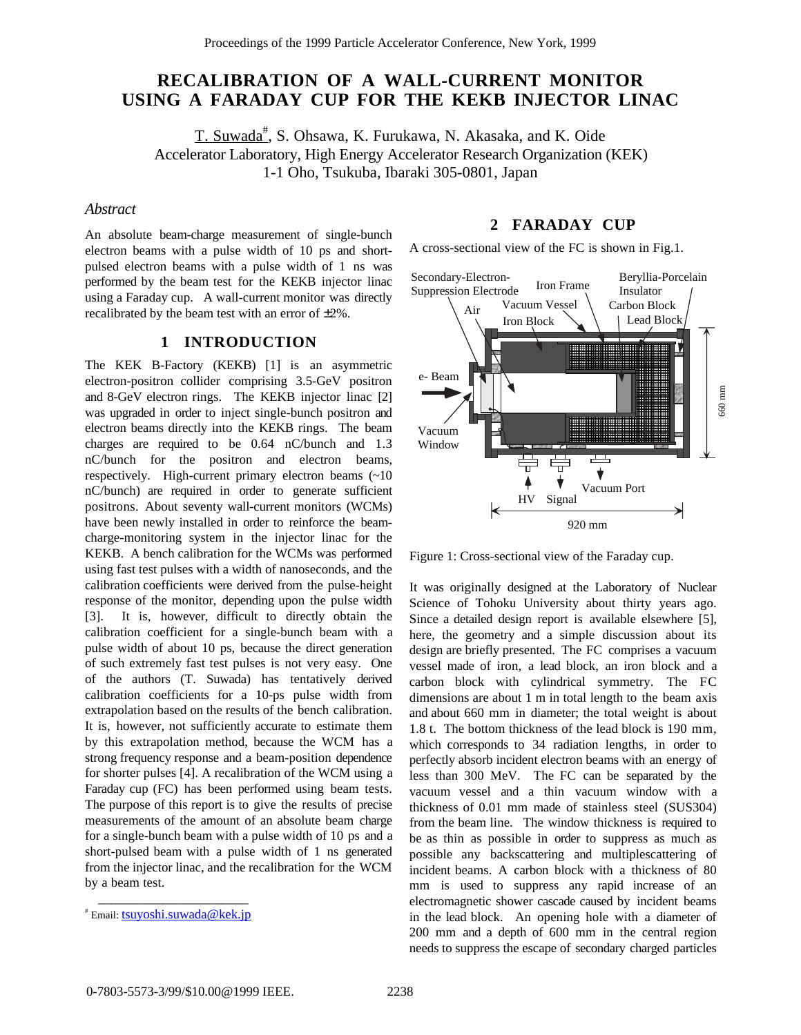# RECALIBRATION OF A WALL-CURRENT MONITOR USING A FARADAY CUP FOR THE KEKB INJECTOR LINAC

T. Suwada[#], S. Ohsawa, K. Furukawa, N. Akasaka, and K. Oide
Accelerator Laboratory, High Energy Accelerator Research Organization (KEK)
1-1 Oho, Tsukuba, Ibaraki 305-0801, Japan

### *Abstract*

An absolute beam-charge measurement of single-bunch electron beams with a pulse width of 10 ps and short-pulsed electron beams with a pulse width of 1 ns was performed by the beam test for the KEKB injector linac using a Faraday cup. A wall-current monitor was directly recalibrated by the beam test with an error of ±2%.

## 1 INTRODUCTION

The KEK B-Factory (KEKB) [1] is an asymmetric electron-positron collider comprising 3.5-GeV positron and 8-GeV electron rings. The KEKB injector linac [2] was upgraded in order to inject single-bunch positron and electron beams directly into the KEKB rings. The beam charges are required to be 0.64 nC/bunch and 1.3 nC/bunch for the positron and electron beams, respectively. High-current primary electron beams (~10 nC/bunch) are required in order to generate sufficient positrons. About seventy wall-current monitors (WCMs) have been newly installed in order to reinforce the beam-charge-monitoring system in the injector linac for the KEKB. A bench calibration for the WCMs was performed using fast test pulses with a width of nanoseconds, and the calibration coefficients were derived from the pulse-height response of the monitor, depending upon the pulse width [3]. It is, however, difficult to directly obtain the calibration coefficient for a single-bunch beam with a pulse width of about 10 ps, because the direct generation of such extremely fast test pulses is not very easy. One of the authors (T. Suwada) has tentatively derived calibration coefficients for a 10-ps pulse width from extrapolation based on the results of the bench calibration. It is, however, not sufficiently accurate to estimate them by this extrapolation method, because the WCM has a strong frequency response and a beam-position dependence for shorter pulses [4]. A recalibration of the WCM using a Faraday cup (FC) has been performed using beam tests. The purpose of this report is to give the results of precise measurements of the amount of an absolute beam charge for a single-bunch beam with a pulse width of 10 ps and a short-pulsed beam with a pulse width of 1 ns generated from the injector linac, and the recalibration for the WCM by a beam test.

[#] Email: tsuyoshi.suwada@kek.jp

## 2 FARADAY CUP

A cross-sectional view of the FC is shown in Fig.1.

Figure 1: Cross-sectional view of the Faraday cup.

It was originally designed at the Laboratory of Nuclear Science of Tohoku University about thirty years ago. Since a detailed design report is available elsewhere [5], here, the geometry and a simple discussion about its design are briefly presented. The FC comprises a vacuum vessel made of iron, a lead block, an iron block and a carbon block with cylindrical symmetry. The FC dimensions are about 1 m in total length to the beam axis and about 660 mm in diameter; the total weight is about 1.8 t. The bottom thickness of the lead block is 190 mm, which corresponds to 34 radiation lengths, in order to perfectly absorb incident electron beams with an energy of less than 300 MeV. The FC can be separated by the vacuum vessel and a thin vacuum window with a thickness of 0.01 mm made of stainless steel (SUS304) from the beam line. The window thickness is required to be as thin as possible in order to suppress as much as possible any backscattering and multiplescattering of incident beams. A carbon block with a thickness of 80 mm is used to suppress any rapid increase of an electromagnetic shower cascade caused by incident beams in the lead block. An opening hole with a diameter of 200 mm and a depth of 600 mm in the central region needs to suppress the escape of secondary charged particles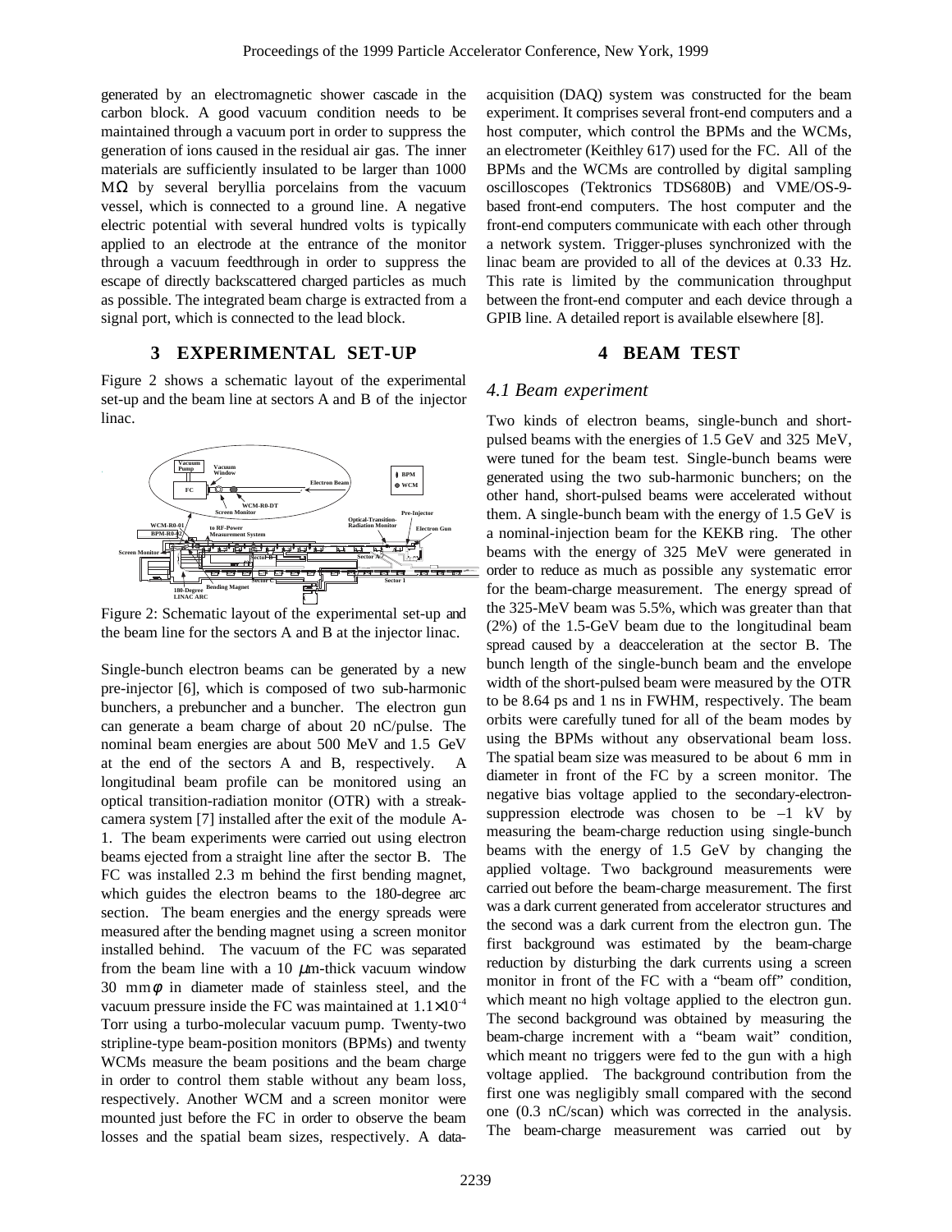generated by an electromagnetic shower cascade in the carbon block. A good vacuum condition needs to be maintained through a vacuum port in order to suppress the generation of ions caused in the residual air gas. The inner materials are sufficiently insulated to be larger than 1000 MΩ by several beryllia porcelains from the vacuum vessel, which is connected to a ground line. A negative electric potential with several hundred volts is typically applied to an electrode at the entrance of the monitor through a vacuum feedthrough in order to suppress the escape of directly backscattered charged particles as much as possible. The integrated beam charge is extracted from a signal port, which is connected to the lead block.

## 3 EXPERIMENTAL SET-UP

Figure 2 shows a schematic layout of the experimental set-up and the beam line at sectors A and B of the injector linac.

Figure 2: Schematic layout of the experimental set-up and the beam line for the sectors A and B at the injector linac.

Single-bunch electron beams can be generated by a new pre-injector [6], which is composed of two sub-harmonic bunchers, a prebuncher and a buncher. The electron gun can generate a beam charge of about 20 nC/pulse. The nominal beam energies are about 500 MeV and 1.5 GeV at the end of the sectors A and B, respectively. A longitudinal beam profile can be monitored using an optical transition-radiation monitor (OTR) with a streak-camera system [7] installed after the exit of the module A-1. The beam experiments were carried out using electron beams ejected from a straight line after the sector B. The FC was installed 2.3 m behind the first bending magnet, which guides the electron beams to the 180-degree arc section. The beam energies and the energy spreads were measured after the bending magnet using a screen monitor installed behind. The vacuum of the FC was separated from the beam line with a 10 $\mu$m-thick vacuum window 30 mm$\phi$ in diameter made of stainless steel, and the vacuum pressure inside the FC was maintained at $1.1\times10^{-4}$ Torr using a turbo-molecular vacuum pump. Twenty-two stripline-type beam-position monitors (BPMs) and twenty WCMs measure the beam positions and the beam charge in order to control them stable without any beam loss, respectively. Another WCM and a screen monitor were mounted just before the FC in order to observe the beam losses and the spatial beam sizes, respectively. A data-acquisition (DAQ) system was constructed for the beam experiment. It comprises several front-end computers and a host computer, which control the BPMs and the WCMs, an electrometer (Keithley 617) used for the FC. All of the BPMs and the WCMs are controlled by digital sampling oscilloscopes (Tektronics TDS680B) and VME/OS-9-based front-end computers. The host computer and the front-end computers communicate with each other through a network system. Trigger-pluses synchronized with the linac beam are provided to all of the devices at 0.33 Hz. This rate is limited by the communication throughput between the front-end computer and each device through a GPIB line. A detailed report is available elsewhere [8].

## 4 BEAM TEST

### *4.1 Beam experiment*

Two kinds of electron beams, single-bunch and short-pulsed beams with the energies of 1.5 GeV and 325 MeV, were tuned for the beam test. Single-bunch beams were generated using the two sub-harmonic bunchers; on the other hand, short-pulsed beams were accelerated without them. A single-bunch beam with the energy of 1.5 GeV is a nominal-injection beam for the KEKB ring. The other beams with the energy of 325 MeV were generated in order to reduce as much as possible any systematic error for the beam-charge measurement. The energy spread of the 325-MeV beam was 5.5%, which was greater than that (2%) of the 1.5-GeV beam due to the longitudinal beam spread caused by a deacceleration at the sector B. The bunch length of the single-bunch beam and the envelope width of the short-pulsed beam were measured by the OTR to be 8.64 ps and 1 ns in FWHM, respectively. The beam orbits were carefully tuned for all of the beam modes by using the BPMs without any observational beam loss. The spatial beam size was measured to be about 6 mm in diameter in front of the FC by a screen monitor. The negative bias voltage applied to the secondary-electron-suppression electrode was chosen to be –1 kV by measuring the beam-charge reduction using single-bunch beams with the energy of 1.5 GeV by changing the applied voltage. Two background measurements were carried out before the beam-charge measurement. The first was a dark current generated from accelerator structures and the second was a dark current from the electron gun. The first background was estimated by the beam-charge reduction by disturbing the dark currents using a screen monitor in front of the FC with a "beam off" condition, which meant no high voltage applied to the electron gun. The second background was obtained by measuring the beam-charge increment with a "beam wait" condition, which meant no triggers were fed to the gun with a high voltage applied. The background contribution from the first one was negligibly small compared with the second one (0.3 nC/scan) which was corrected in the analysis. The beam-charge measurement was carried out by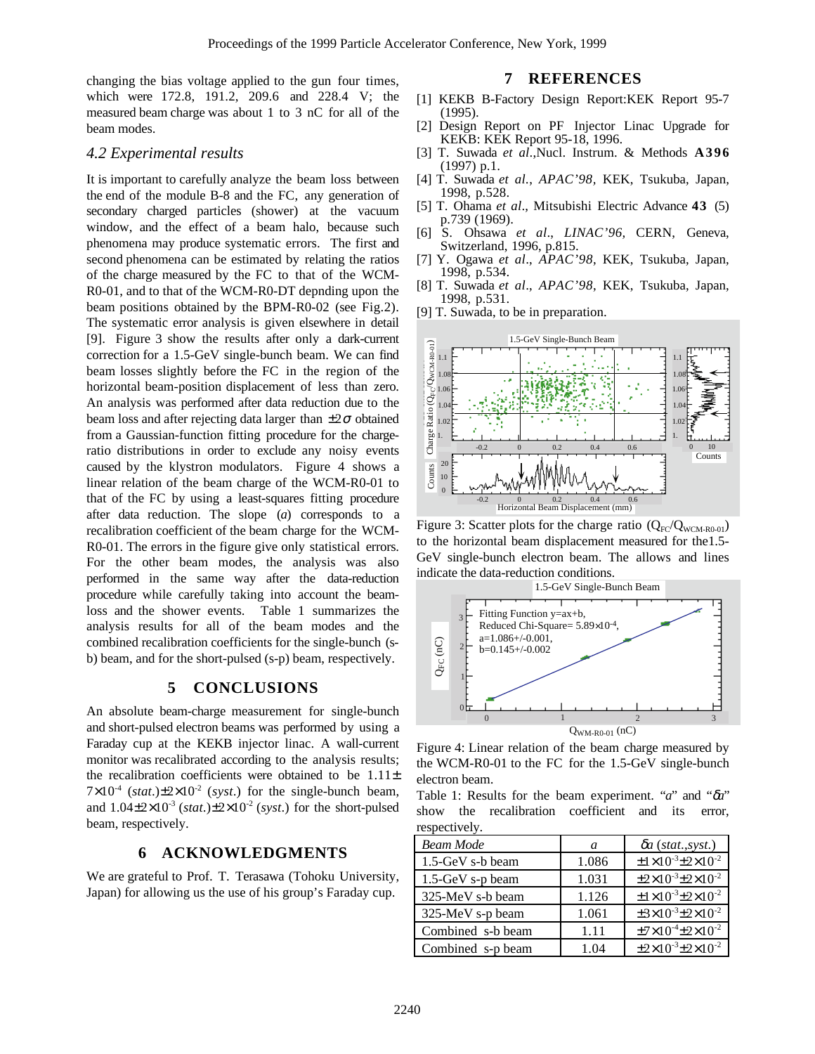changing the bias voltage applied to the gun four times, which were 172.8, 191.2, 209.6 and 228.4 V; the measured beam charge was about 1 to 3 nC for all of the beam modes.

### *4.2 Experimental results*

It is important to carefully analyze the beam loss between the end of the module B-8 and the FC, any generation of secondary charged particles (shower) at the vacuum window, and the effect of a beam halo, because such phenomena may produce systematic errors. The first and second phenomena can be estimated by relating the ratios of the charge measured by the FC to that of the WCM-R0-01, and to that of the WCM-R0-DT depnding upon the beam positions obtained by the BPM-R0-02 (see Fig.2). The systematic error analysis is given elsewhere in detail [9]. Figure 3 show the results after only a dark-current correction for a 1.5-GeV single-bunch beam. We can find beam losses slightly before the FC in the region of the horizontal beam-position displacement of less than zero. An analysis was performed after data reduction due to the beam loss and after rejecting data larger than $\pm 2\sigma$ obtained from a Gaussian-function fitting procedure for the charge-ratio distributions in order to exclude any noisy events caused by the klystron modulators. Figure 4 shows a linear relation of the beam charge of the WCM-R0-01 to that of the FC by using a least-squares fitting procedure after data reduction. The slope ($a$) corresponds to a recalibration coefficient of the beam charge for the WCM-R0-01. The errors in the figure give only statistical errors. For the other beam modes, the analysis was also performed in the same way after the data-reduction procedure while carefully taking into account the beam-loss and the shower events. Table 1 summarizes the analysis results for all of the beam modes and the combined recalibration coefficients for the single-bunch (s-b) beam, and for the short-pulsed (s-p) beam, respectively.

## 5 CONCLUSIONS

An absolute beam-charge measurement for single-bunch and short-pulsed electron beams was performed by using a Faraday cup at the KEKB injector linac. A wall-current monitor was recalibrated according to the analysis results; the recalibration coefficients were obtained to be $1.11\pm 7\times10^{-4}$ (*stat.*)$\pm2\times10^{-2}$ (*syst.*) for the single-bunch beam, and $1.04\pm2\times10^{-3}$ (*stat.*)$\pm2\times10^{-2}$ (*syst.*) for the short-pulsed beam, respectively.

## 6 ACKNOWLEDGMENTS

We are grateful to Prof. T. Terasawa (Tohoku University, Japan) for allowing us the use of his group's Faraday cup.

## 7 REFERENCES

[1] KEKB B-Factory Design Report:KEK Report 95-7 (1995).
[2] Design Report on PF Injector Linac Upgrade for KEKB: KEK Report 95-18, 1996.
[3] T. Suwada *et al.*,Nucl. Instrum. & Methods **A396** (1997) p.1.
[4] T. Suwada *et al.*, *APAC'98*, KEK, Tsukuba, Japan, 1998, p.528.
[5] T. Ohama *et al*., Mitsubishi Electric Advance **43** (5) p.739 (1969).
[6] S. Ohsawa *et al*., *LINAC'96*, CERN, Geneva, Switzerland, 1996, p.815.
[7] Y. Ogawa *et al*., *APAC'98*, KEK, Tsukuba, Japan, 1998, p.534.
[8] T. Suwada *et al*., *APAC'98*, KEK, Tsukuba, Japan, 1998, p.531.
[9] T. Suwada, to be in preparation.

1.5-GeV Single-Bunch Beam

Charge Ratio ($Q_{FC}/Q_{WCM-R0-01}$)

1.1
1.08
1.06
1.04
1.02
1.

-0.2 0 0.2 0.4 0.6

0 10
Counts

Counts
20
10
0

-0.2 0 0.2 0.4 0.6
Horizontal Beam Displacement (mm)

Figure 3: Scatter plots for the charge ratio ($Q_{FC}/Q_{WCM-R0-01}$) to the horizontal beam displacement measured for the1.5-GeV single-bunch electron beam. The allows and lines indicate the data-reduction conditions.

1.5-GeV Single-Bunch Beam

Fitting Function y=ax+b,
Reduced Chi-Square= $5.89\times10^{-4}$,
a=1.086+/-0.001,
b=0.145+/-0.002

$Q_{FC}$ (nC)
0 1 2 3

0 1 2 3
$Q_{WM-R0-01}$ (nC)

Figure 4: Linear relation of the beam charge measured by the WCM-R0-01 to the FC for the 1.5-GeV single-bunch electron beam.

Table 1: Results for the beam experiment. "$a$" and "$\delta a$" show the recalibration coefficient and its error, respectively.

| *Beam Mode* | *a* | $\delta a$ (*stat.,syst.*) |
|---|---|---|
| 1.5-GeV s-b beam | 1.086 | $\pm1\times10^{-3}\pm2\times10^{-2}$ |
| 1.5-GeV s-p beam | 1.031 | $\pm2\times10^{-3}\pm2\times10^{-2}$ |
| 325-MeV s-b beam | 1.126 | $\pm1\times10^{-3}\pm2\times10^{-2}$ |
| 325-MeV s-p beam | 1.061 | $\pm3\times10^{-3}\pm2\times10^{-2}$ |
| Combined s-b beam | 1.11 | $\pm7\times10^{-4}\pm2\times10^{-2}$ |
| Combined s-p beam | 1.04 | $\pm2\times10^{-3}\pm2\times10^{-2}$ |